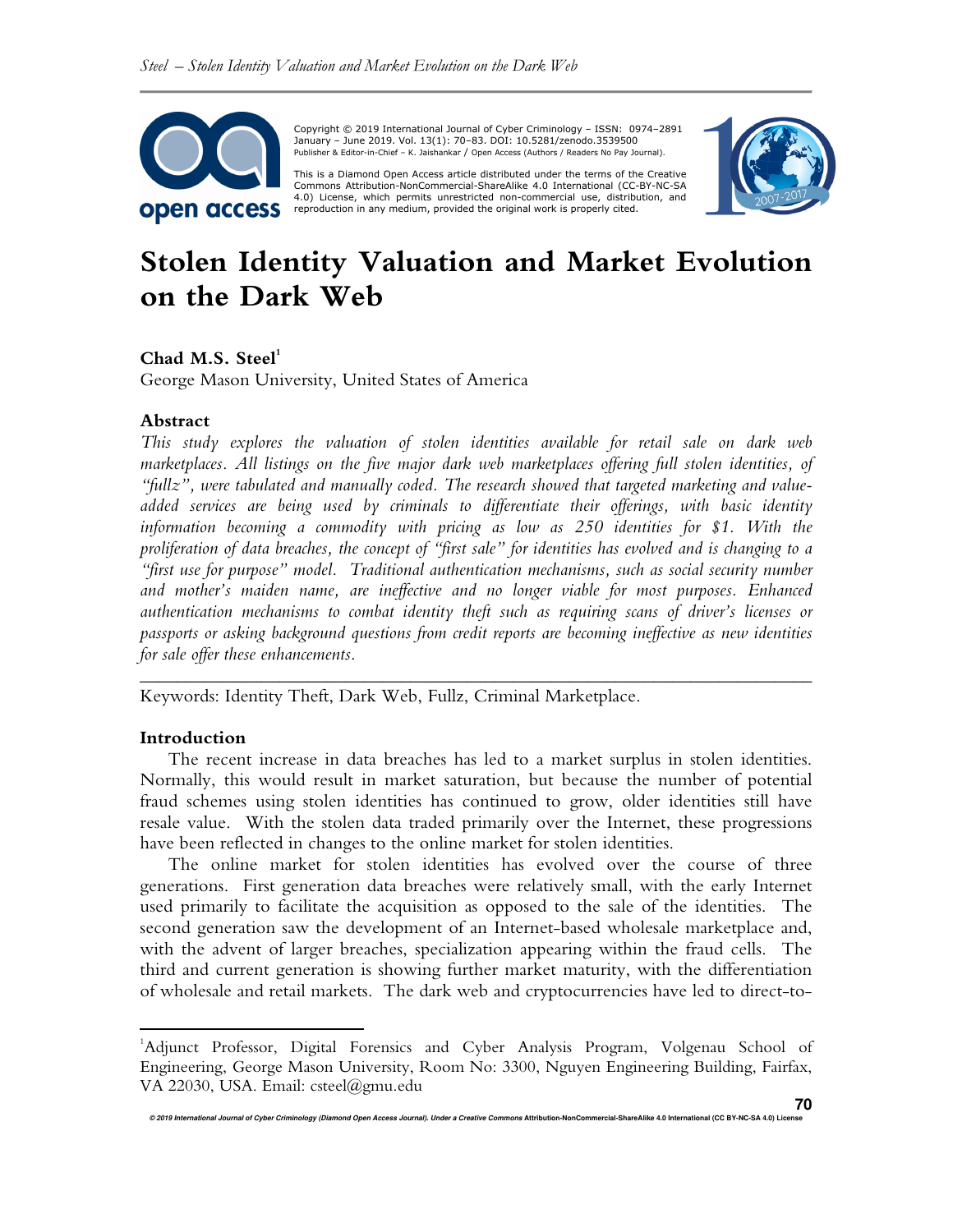Copyright © 2019 International Journal of Cyber Criminology – ISSN: 0974–2891 January – June 2019. Vol. 13(1): 70–83. DOI: 10.5281/zenodo.3539500
Publisher & Editor-in-Chief – K. Jaishankar / Open Access (Authors / Readers No Pay Journal).

This is a Diamond Open Access article distributed under the terms of the Creative Commons Attribution-NonCommercial-ShareAlike 4.0 International (CC-BY-NC-SA 4.0) License, which permits unrestricted non-commercial use, distribution, and reproduction in any medium, provided the original work is properly cited.

# Stolen Identity Valuation and Market Evolution on the Dark Web

**Chad M.S. Steel**[1]
George Mason University, United States of America

## Abstract

*This study explores the valuation of stolen identities available for retail sale on dark web marketplaces. All listings on the five major dark web marketplaces offering full stolen identities, of "fullz", were tabulated and manually coded. The research showed that targeted marketing and value-added services are being used by criminals to differentiate their offerings, with basic identity information becoming a commodity with pricing as low as 250 identities for $1. With the proliferation of data breaches, the concept of "first sale" for identities has evolved and is changing to a "first use for purpose" model. Traditional authentication mechanisms, such as social security number and mother's maiden name, are ineffective and no longer viable for most purposes. Enhanced authentication mechanisms to combat identity theft such as requiring scans of driver's licenses or passports or asking background questions from credit reports are becoming ineffective as new identities for sale offer these enhancements.*

---

Keywords: Identity Theft, Dark Web, Fullz, Criminal Marketplace.

## Introduction

The recent increase in data breaches has led to a market surplus in stolen identities. Normally, this would result in market saturation, but because the number of potential fraud schemes using stolen identities has continued to grow, older identities still have resale value. With the stolen data traded primarily over the Internet, these progressions have been reflected in changes to the online market for stolen identities.

The online market for stolen identities has evolved over the course of three generations. First generation data breaches were relatively small, with the early Internet used primarily to facilitate the acquisition as opposed to the sale of the identities. The second generation saw the development of an Internet-based wholesale marketplace and, with the advent of larger breaches, specialization appearing within the fraud cells. The third and current generation is showing further market maturity, with the differentiation of wholesale and retail markets. The dark web and cryptocurrencies have led to direct-to-

---

[1] Adjunct Professor, Digital Forensics and Cyber Analysis Program, Volgenau School of Engineering, George Mason University, Room No: 3300, Nguyen Engineering Building, Fairfax, VA 22030, USA. Email: csteel@gmu.edu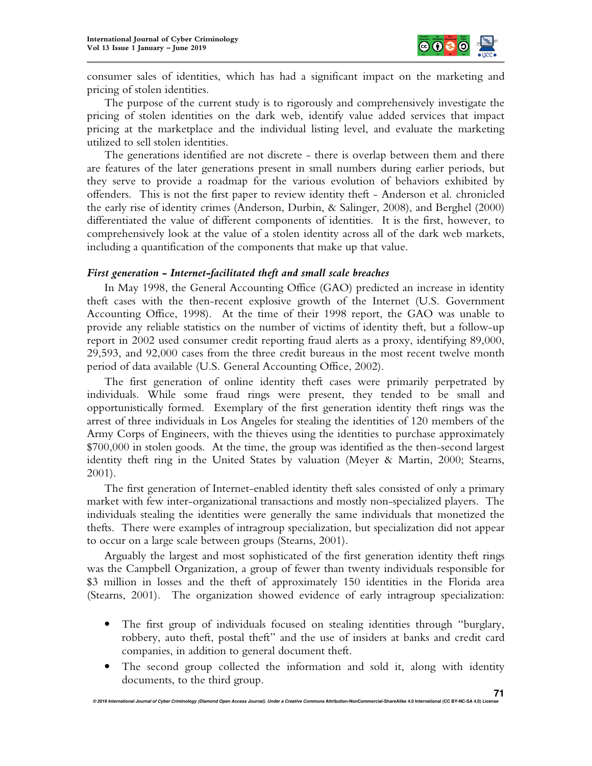consumer sales of identities, which has had a significant impact on the marketing and pricing of stolen identities.

The purpose of the current study is to rigorously and comprehensively investigate the pricing of stolen identities on the dark web, identify value added services that impact pricing at the marketplace and the individual listing level, and evaluate the marketing utilized to sell stolen identities.

The generations identified are not discrete - there is overlap between them and there are features of the later generations present in small numbers during earlier periods, but they serve to provide a roadmap for the various evolution of behaviors exhibited by offenders. This is not the first paper to review identity theft - Anderson et al. chronicled the early rise of identity crimes (Anderson, Durbin, & Salinger, 2008), and Berghel (2000) differentiated the value of different components of identities. It is the first, however, to comprehensively look at the value of a stolen identity across all of the dark web markets, including a quantification of the components that make up that value.

### *First generation - Internet-facilitated theft and small scale breaches*

In May 1998, the General Accounting Office (GAO) predicted an increase in identity theft cases with the then-recent explosive growth of the Internet (U.S. Government Accounting Office, 1998). At the time of their 1998 report, the GAO was unable to provide any reliable statistics on the number of victims of identity theft, but a follow-up report in 2002 used consumer credit reporting fraud alerts as a proxy, identifying 89,000, 29,593, and 92,000 cases from the three credit bureaus in the most recent twelve month period of data available (U.S. General Accounting Office, 2002).

The first generation of online identity theft cases were primarily perpetrated by individuals. While some fraud rings were present, they tended to be small and opportunistically formed. Exemplary of the first generation identity theft rings was the arrest of three individuals in Los Angeles for stealing the identities of 120 members of the Army Corps of Engineers, with the thieves using the identities to purchase approximately $700,000 in stolen goods. At the time, the group was identified as the then-second largest identity theft ring in the United States by valuation (Meyer & Martin, 2000; Stearns, 2001).

The first generation of Internet-enabled identity theft sales consisted of only a primary market with few inter-organizational transactions and mostly non-specialized players. The individuals stealing the identities were generally the same individuals that monetized the thefts. There were examples of intragroup specialization, but specialization did not appear to occur on a large scale between groups (Stearns, 2001).

Arguably the largest and most sophisticated of the first generation identity theft rings was the Campbell Organization, a group of fewer than twenty individuals responsible for $3 million in losses and the theft of approximately 150 identities in the Florida area (Stearns, 2001). The organization showed evidence of early intragroup specialization:

- The first group of individuals focused on stealing identities through "burglary, robbery, auto theft, postal theft" and the use of insiders at banks and credit card companies, in addition to general document theft.
- The second group collected the information and sold it, along with identity documents, to the third group.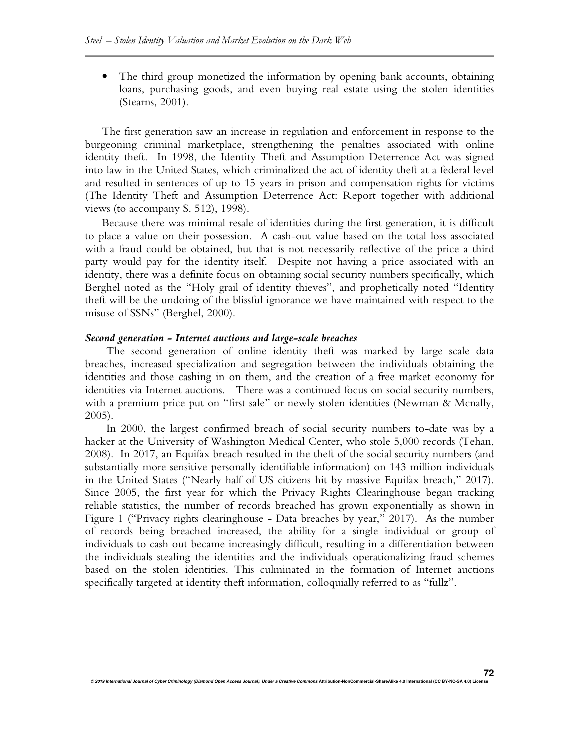- The third group monetized the information by opening bank accounts, obtaining loans, purchasing goods, and even buying real estate using the stolen identities (Stearns, 2001).

The first generation saw an increase in regulation and enforcement in response to the burgeoning criminal marketplace, strengthening the penalties associated with online identity theft. In 1998, the Identity Theft and Assumption Deterrence Act was signed into law in the United States, which criminalized the act of identity theft at a federal level and resulted in sentences of up to 15 years in prison and compensation rights for victims (The Identity Theft and Assumption Deterrence Act: Report together with additional views (to accompany S. 512), 1998).

Because there was minimal resale of identities during the first generation, it is difficult to place a value on their possession. A cash-out value based on the total loss associated with a fraud could be obtained, but that is not necessarily reflective of the price a third party would pay for the identity itself. Despite not having a price associated with an identity, there was a definite focus on obtaining social security numbers specifically, which Berghel noted as the "Holy grail of identity thieves", and prophetically noted "Identity theft will be the undoing of the blissful ignorance we have maintained with respect to the misuse of SSNs" (Berghel, 2000).

### *Second generation - Internet auctions and large-scale breaches*

The second generation of online identity theft was marked by large scale data breaches, increased specialization and segregation between the individuals obtaining the identities and those cashing in on them, and the creation of a free market economy for identities via Internet auctions. There was a continued focus on social security numbers, with a premium price put on "first sale" or newly stolen identities (Newman & Mcnally, 2005).

In 2000, the largest confirmed breach of social security numbers to-date was by a hacker at the University of Washington Medical Center, who stole 5,000 records (Tehan, 2008). In 2017, an Equifax breach resulted in the theft of the social security numbers (and substantially more sensitive personally identifiable information) on 143 million individuals in the United States ("Nearly half of US citizens hit by massive Equifax breach," 2017). Since 2005, the first year for which the Privacy Rights Clearinghouse began tracking reliable statistics, the number of records breached has grown exponentially as shown in Figure 1 ("Privacy rights clearinghouse - Data breaches by year," 2017). As the number of records being breached increased, the ability for a single individual or group of individuals to cash out became increasingly difficult, resulting in a differentiation between the individuals stealing the identities and the individuals operationalizing fraud schemes based on the stolen identities. This culminated in the formation of Internet auctions specifically targeted at identity theft information, colloquially referred to as "fullz".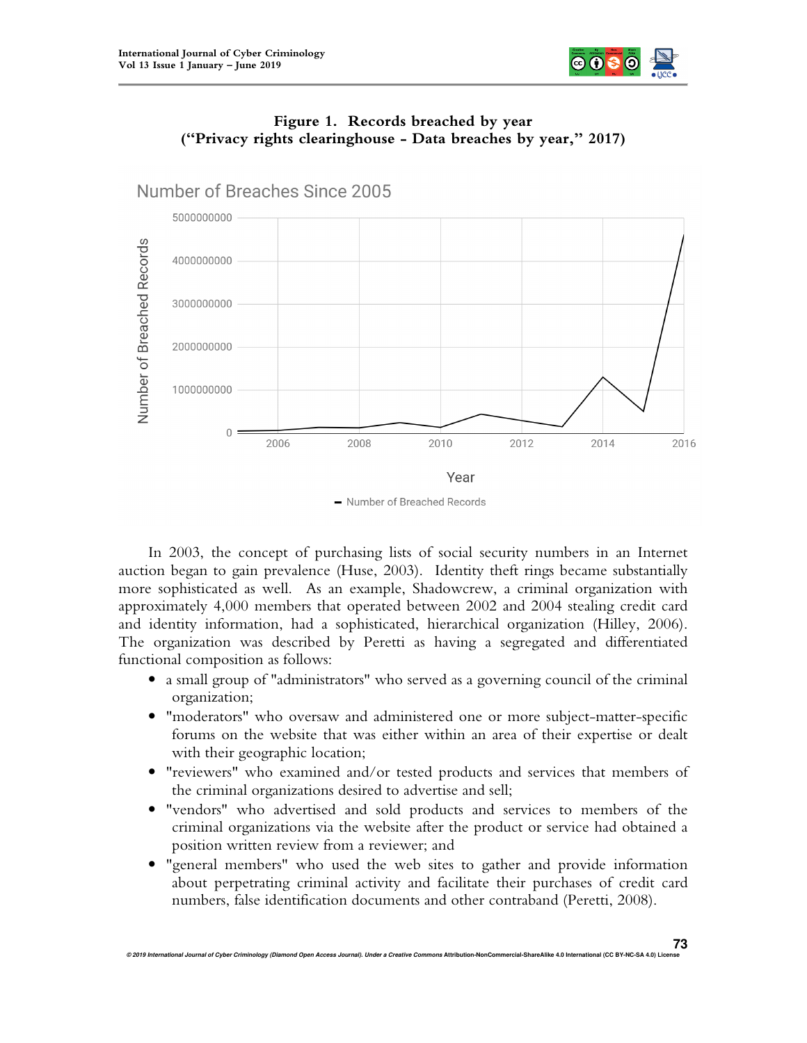**Figure 1. Records breached by year ("Privacy rights clearinghouse - Data breaches by year," 2017)**

In 2003, the concept of purchasing lists of social security numbers in an Internet auction began to gain prevalence (Huse, 2003). Identity theft rings became substantially more sophisticated as well. As an example, Shadowcrew, a criminal organization with approximately 4,000 members that operated between 2002 and 2004 stealing credit card and identity information, had a sophisticated, hierarchical organization (Hilley, 2006). The organization was described by Peretti as having a segregated and differentiated functional composition as follows:

- a small group of "administrators" who served as a governing council of the criminal organization;
- "moderators" who oversaw and administered one or more subject-matter-specific forums on the website that was either within an area of their expertise or dealt with their geographic location;
- "reviewers" who examined and/or tested products and services that members of the criminal organizations desired to advertise and sell;
- "vendors" who advertised and sold products and services to members of the criminal organizations via the website after the product or service had obtained a position written review from a reviewer; and
- "general members" who used the web sites to gather and provide information about perpetrating criminal activity and facilitate their purchases of credit card numbers, false identification documents and other contraband (Peretti, 2008).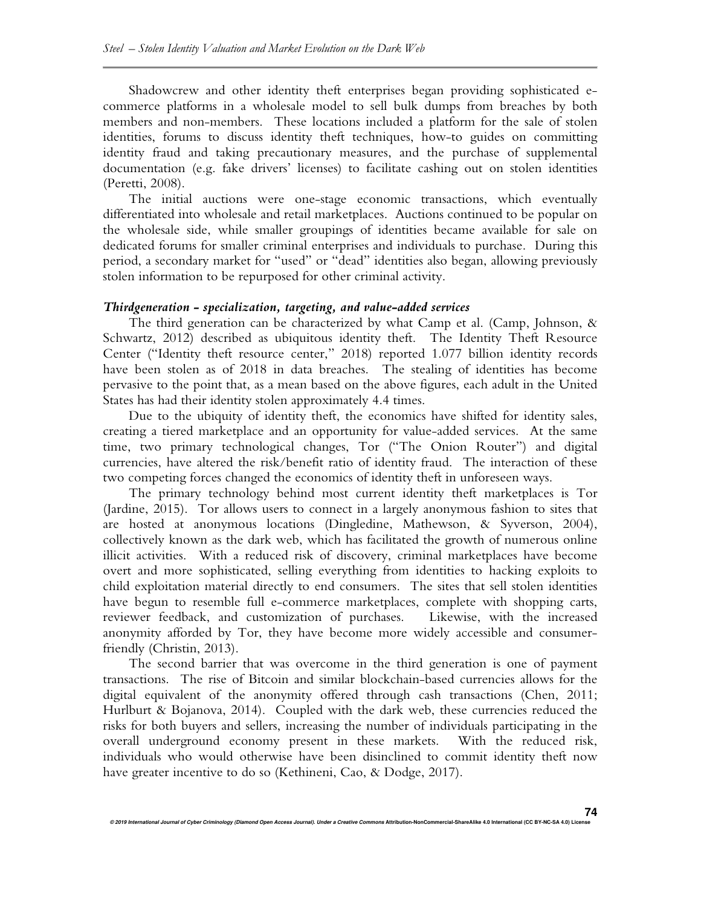Shadowcrew and other identity theft enterprises began providing sophisticated e-commerce platforms in a wholesale model to sell bulk dumps from breaches by both members and non-members. These locations included a platform for the sale of stolen identities, forums to discuss identity theft techniques, how-to guides on committing identity fraud and taking precautionary measures, and the purchase of supplemental documentation (e.g. fake drivers' licenses) to facilitate cashing out on stolen identities (Peretti, 2008).

The initial auctions were one-stage economic transactions, which eventually differentiated into wholesale and retail marketplaces. Auctions continued to be popular on the wholesale side, while smaller groupings of identities became available for sale on dedicated forums for smaller criminal enterprises and individuals to purchase. During this period, a secondary market for "used" or "dead" identities also began, allowing previously stolen information to be repurposed for other criminal activity.

### *Thirdgeneration - specialization, targeting, and value-added services*

The third generation can be characterized by what Camp et al. (Camp, Johnson, & Schwartz, 2012) described as ubiquitous identity theft. The Identity Theft Resource Center ("Identity theft resource center," 2018) reported 1.077 billion identity records have been stolen as of 2018 in data breaches. The stealing of identities has become pervasive to the point that, as a mean based on the above figures, each adult in the United States has had their identity stolen approximately 4.4 times.

Due to the ubiquity of identity theft, the economics have shifted for identity sales, creating a tiered marketplace and an opportunity for value-added services. At the same time, two primary technological changes, Tor ("The Onion Router") and digital currencies, have altered the risk/benefit ratio of identity fraud. The interaction of these two competing forces changed the economics of identity theft in unforeseen ways.

The primary technology behind most current identity theft marketplaces is Tor (Jardine, 2015). Tor allows users to connect in a largely anonymous fashion to sites that are hosted at anonymous locations (Dingledine, Mathewson, & Syverson, 2004), collectively known as the dark web, which has facilitated the growth of numerous online illicit activities. With a reduced risk of discovery, criminal marketplaces have become overt and more sophisticated, selling everything from identities to hacking exploits to child exploitation material directly to end consumers. The sites that sell stolen identities have begun to resemble full e-commerce marketplaces, complete with shopping carts, reviewer feedback, and customization of purchases. Likewise, with the increased anonymity afforded by Tor, they have become more widely accessible and consumer-friendly (Christin, 2013).

The second barrier that was overcome in the third generation is one of payment transactions. The rise of Bitcoin and similar blockchain-based currencies allows for the digital equivalent of the anonymity offered through cash transactions (Chen, 2011; Hurlburt & Bojanova, 2014). Coupled with the dark web, these currencies reduced the risks for both buyers and sellers, increasing the number of individuals participating in the overall underground economy present in these markets. With the reduced risk, individuals who would otherwise have been disinclined to commit identity theft now have greater incentive to do so (Kethineni, Cao, & Dodge, 2017).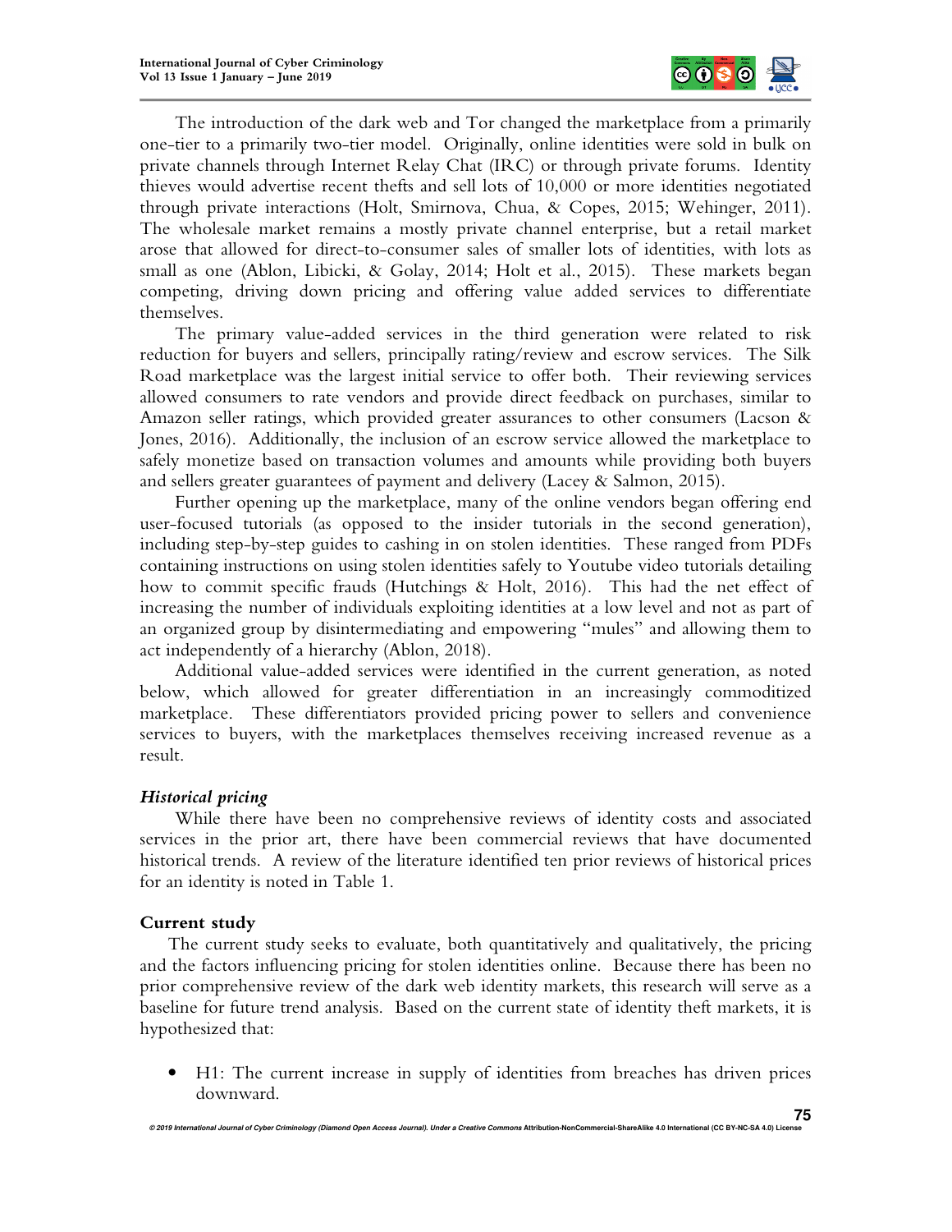The introduction of the dark web and Tor changed the marketplace from a primarily one-tier to a primarily two-tier model. Originally, online identities were sold in bulk on private channels through Internet Relay Chat (IRC) or through private forums. Identity thieves would advertise recent thefts and sell lots of 10,000 or more identities negotiated through private interactions (Holt, Smirnova, Chua, & Copes, 2015; Wehinger, 2011). The wholesale market remains a mostly private channel enterprise, but a retail market arose that allowed for direct-to-consumer sales of smaller lots of identities, with lots as small as one (Ablon, Libicki, & Golay, 2014; Holt et al., 2015). These markets began competing, driving down pricing and offering value added services to differentiate themselves.

The primary value-added services in the third generation were related to risk reduction for buyers and sellers, principally rating/review and escrow services. The Silk Road marketplace was the largest initial service to offer both. Their reviewing services allowed consumers to rate vendors and provide direct feedback on purchases, similar to Amazon seller ratings, which provided greater assurances to other consumers (Lacson & Jones, 2016). Additionally, the inclusion of an escrow service allowed the marketplace to safely monetize based on transaction volumes and amounts while providing both buyers and sellers greater guarantees of payment and delivery (Lacey & Salmon, 2015).

Further opening up the marketplace, many of the online vendors began offering end user-focused tutorials (as opposed to the insider tutorials in the second generation), including step-by-step guides to cashing in on stolen identities. These ranged from PDFs containing instructions on using stolen identities safely to Youtube video tutorials detailing how to commit specific frauds (Hutchings & Holt, 2016). This had the net effect of increasing the number of individuals exploiting identities at a low level and not as part of an organized group by disintermediating and empowering "mules" and allowing them to act independently of a hierarchy (Ablon, 2018).

Additional value-added services were identified in the current generation, as noted below, which allowed for greater differentiation in an increasingly commoditized marketplace. These differentiators provided pricing power to sellers and convenience services to buyers, with the marketplaces themselves receiving increased revenue as a result.

### *Historical pricing*

While there have been no comprehensive reviews of identity costs and associated services in the prior art, there have been commercial reviews that have documented historical trends. A review of the literature identified ten prior reviews of historical prices for an identity is noted in Table 1.

## Current study

The current study seeks to evaluate, both quantitatively and qualitatively, the pricing and the factors influencing pricing for stolen identities online. Because there has been no prior comprehensive review of the dark web identity markets, this research will serve as a baseline for future trend analysis. Based on the current state of identity theft markets, it is hypothesized that:

- H1: The current increase in supply of identities from breaches has driven prices downward.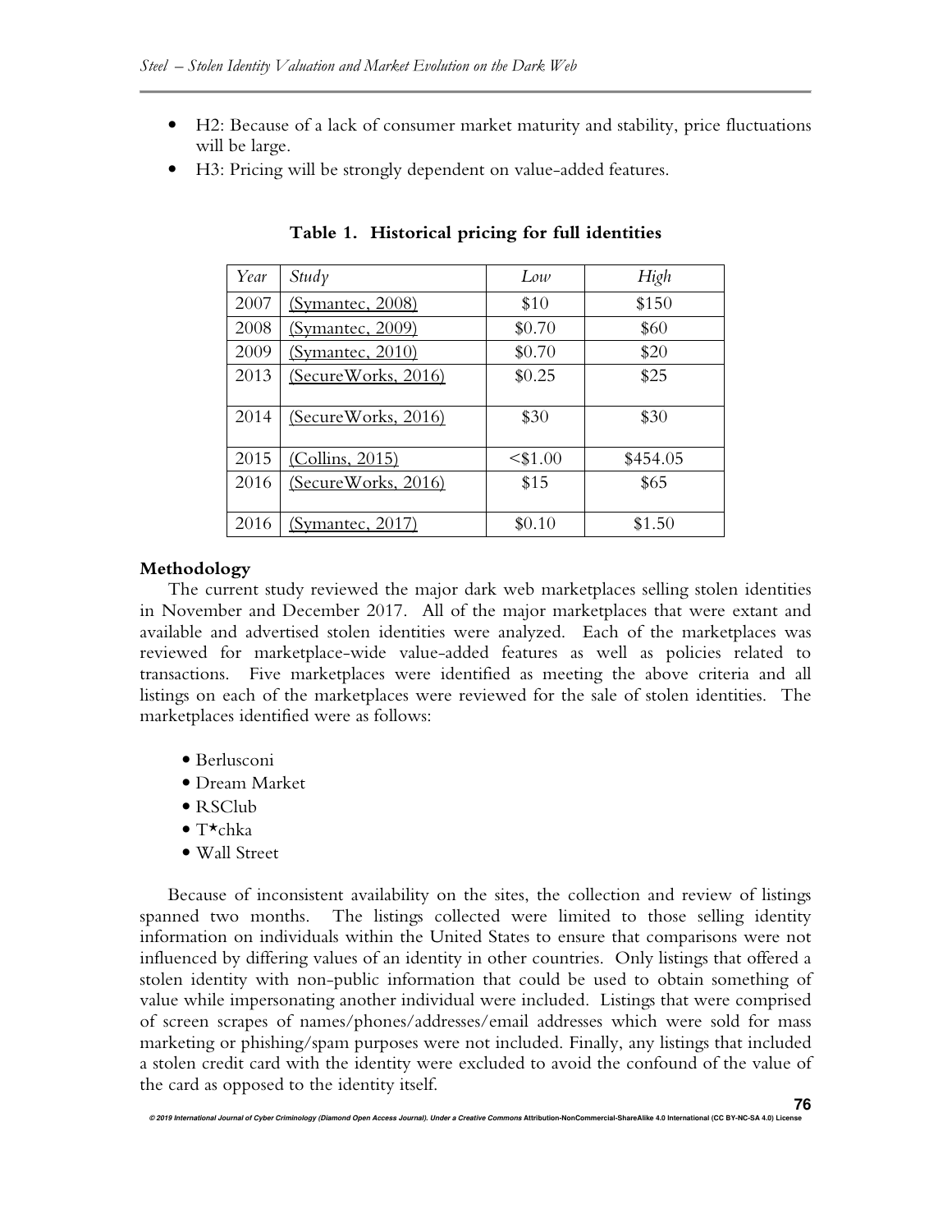- H2: Because of a lack of consumer market maturity and stability, price fluctuations will be large.
- H3: Pricing will be strongly dependent on value-added features.

**Table 1. Historical pricing for full identities**

| *Year* | *Study* | *Low* | *High* |
| --- | --- | --- | --- |
| 2007 | (Symantec, 2008) | $10 | $150 |
| 2008 | (Symantec, 2009) | $0.70 | $60 |
| 2009 | (Symantec, 2010) | $0.70 | $20 |
| 2013 | (SecureWorks, 2016) | $0.25 | $25 |
| 2014 | (SecureWorks, 2016) | $30 | $30 |
| 2015 | (Collins, 2015) | <$1.00 | $454.05 |
| 2016 | (SecureWorks, 2016) | $15 | $65 |
| 2016 | (Symantec, 2017) | $0.10 | $1.50 |

### Methodology

The current study reviewed the major dark web marketplaces selling stolen identities in November and December 2017. All of the major marketplaces that were extant and available and advertised stolen identities were analyzed. Each of the marketplaces was reviewed for marketplace-wide value-added features as well as policies related to transactions. Five marketplaces were identified as meeting the above criteria and all listings on each of the marketplaces were reviewed for the sale of stolen identities. The marketplaces identified were as follows:

- Berlusconi
- Dream Market
- RSClub
- T⋆chka
- Wall Street

Because of inconsistent availability on the sites, the collection and review of listings spanned two months. The listings collected were limited to those selling identity information on individuals within the United States to ensure that comparisons were not influenced by differing values of an identity in other countries. Only listings that offered a stolen identity with non-public information that could be used to obtain something of value while impersonating another individual were included. Listings that were comprised of screen scrapes of names/phones/addresses/email addresses which were sold for mass marketing or phishing/spam purposes were not included. Finally, any listings that included a stolen credit card with the identity were excluded to avoid the confound of the value of the card as opposed to the identity itself.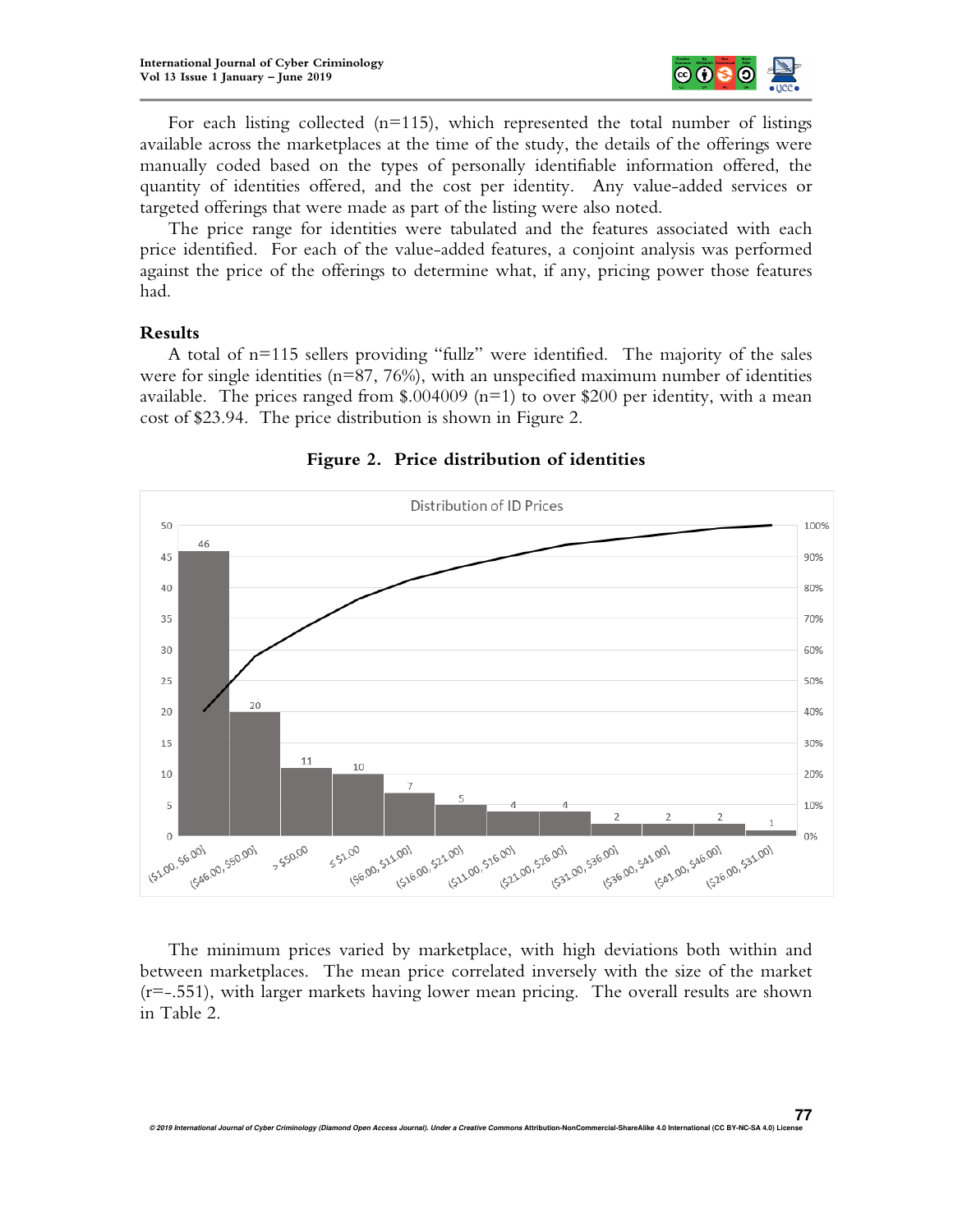For each listing collected (n=115), which represented the total number of listings available across the marketplaces at the time of the study, the details of the offerings were manually coded based on the types of personally identifiable information offered, the quantity of identities offered, and the cost per identity. Any value-added services or targeted offerings that were made as part of the listing were also noted.

The price range for identities were tabulated and the features associated with each price identified. For each of the value-added features, a conjoint analysis was performed against the price of the offerings to determine what, if any, pricing power those features had.

## Results

A total of n=115 sellers providing "fullz" were identified. The majority of the sales were for single identities (n=87, 76%), with an unspecified maximum number of identities available. The prices ranged from $.004009 (n=1) to over $200 per identity, with a mean cost of $23.94. The price distribution is shown in Figure 2.

**Figure 2. Price distribution of identities**

Distribution of ID Prices

| Price range | Count |
|---|---|
| ($1.00, $6.00] | 46 |
| ($46.00, $50.00] | 20 |
| > $50.00 | 11 |
| ≤ $1.00 | 10 |
| ($6.00, $11.00] | 7 |
| ($16.00, $21.00] | 5 |
| ($11.00, $16.00] | 4 |
| ($21.00, $26.00] | 4 |
| ($31.00, $36.00] | 2 |
| ($36.00, $41.00] | 2 |
| ($41.00, $46.00] | 2 |
| ($26.00, $31.00] | 1 |

The minimum prices varied by marketplace, with high deviations both within and between marketplaces. The mean price correlated inversely with the size of the market (r=-.551), with larger markets having lower mean pricing. The overall results are shown in Table 2.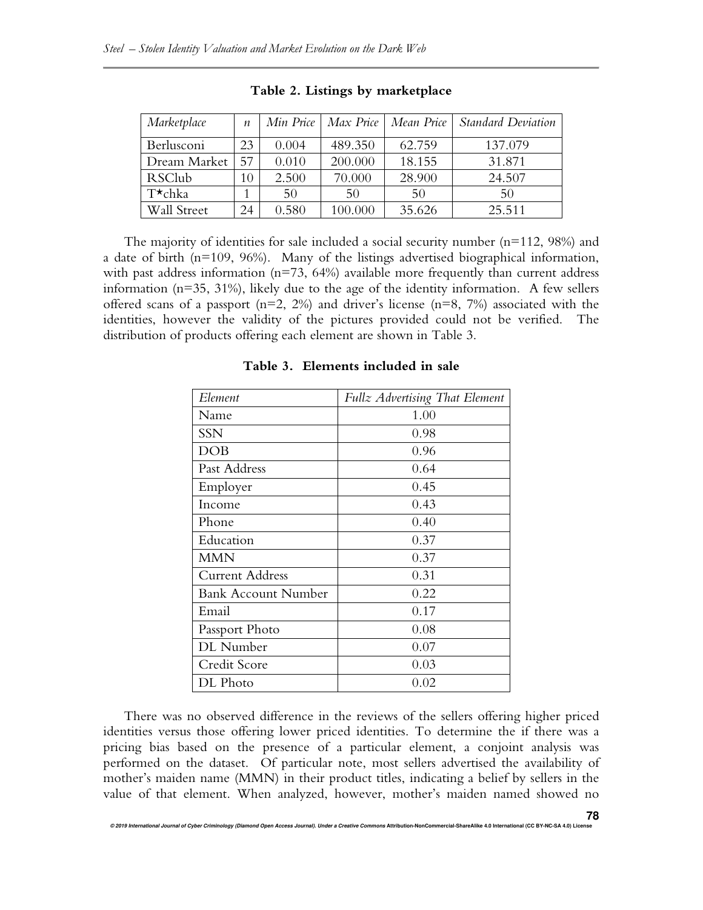**Table 2. Listings by marketplace**

| *Marketplace* | *n* | *Min Price* | *Max Price* | *Mean Price* | *Standard Deviation* |
|---|---|---|---|---|---|
| Berlusconi | 23 | 0.004 | 489.350 | 62.759 | 137.079 |
| Dream Market | 57 | 0.010 | 200.000 | 18.155 | 31.871 |
| RSClub | 10 | 2.500 | 70.000 | 28.900 | 24.507 |
| T★chka | 1 | 50 | 50 | 50 | 50 |
| Wall Street | 24 | 0.580 | 100.000 | 35.626 | 25.511 |

The majority of identities for sale included a social security number (n=112, 98%) and a date of birth (n=109, 96%). Many of the listings advertised biographical information, with past address information (n=73, 64%) available more frequently than current address information (n=35, 31%), likely due to the age of the identity information. A few sellers offered scans of a passport (n=2, 2%) and driver's license (n=8, 7%) associated with the identities, however the validity of the pictures provided could not be verified. The distribution of products offering each element are shown in Table 3.

**Table 3. Elements included in sale**

| *Element* | *Fullz Advertising That Element* |
|---|---|
| Name | 1.00 |
| SSN | 0.98 |
| DOB | 0.96 |
| Past Address | 0.64 |
| Employer | 0.45 |
| Income | 0.43 |
| Phone | 0.40 |
| Education | 0.37 |
| MMN | 0.37 |
| Current Address | 0.31 |
| Bank Account Number | 0.22 |
| Email | 0.17 |
| Passport Photo | 0.08 |
| DL Number | 0.07 |
| Credit Score | 0.03 |
| DL Photo | 0.02 |

There was no observed difference in the reviews of the sellers offering higher priced identities versus those offering lower priced identities. To determine the if there was a pricing bias based on the presence of a particular element, a conjoint analysis was performed on the dataset. Of particular note, most sellers advertised the availability of mother's maiden name (MMN) in their product titles, indicating a belief by sellers in the value of that element. When analyzed, however, mother's maiden named showed no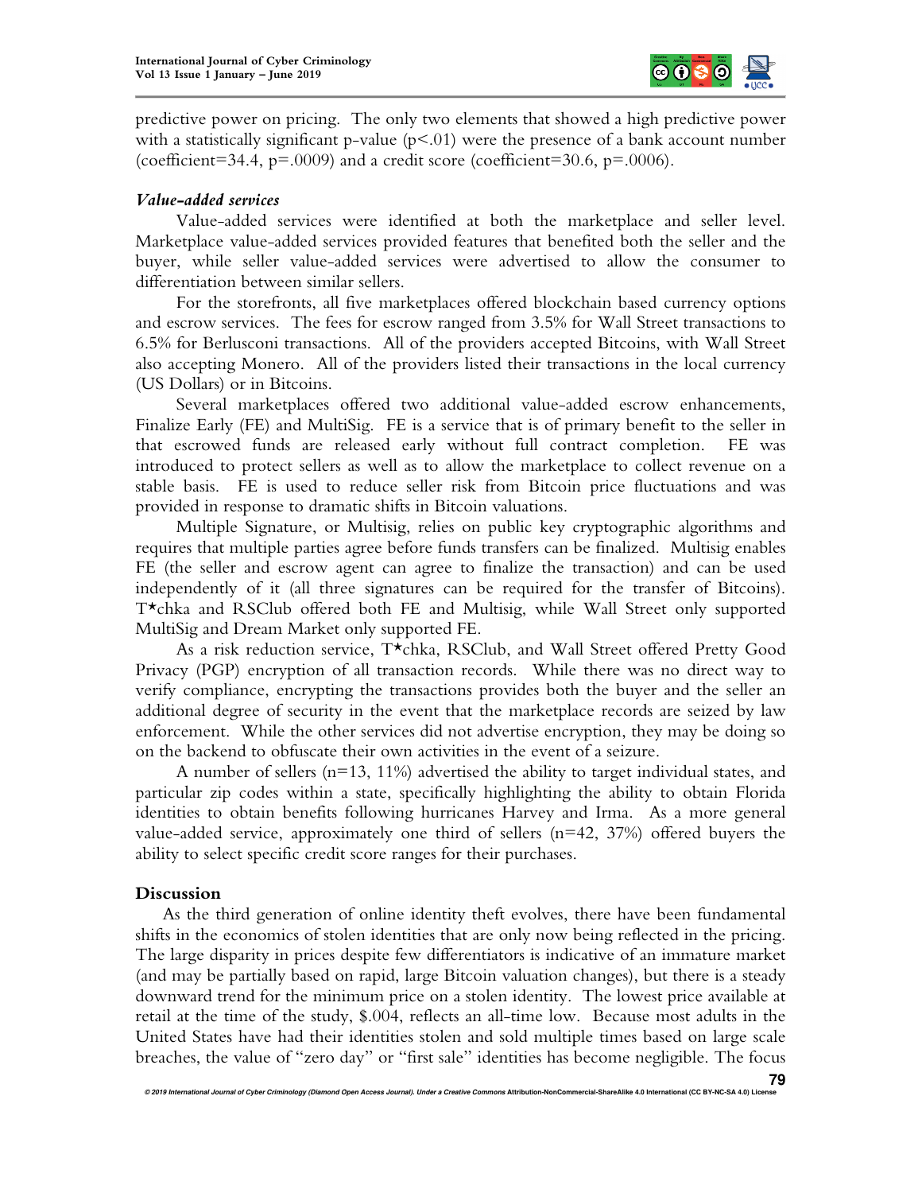predictive power on pricing. The only two elements that showed a high predictive power with a statistically significant p-value ($p<.01$) were the presence of a bank account number (coefficient=34.4, $p=.0009$) and a credit score (coefficient=30.6, $p=.0006$).

### *Value-added services*

Value-added services were identified at both the marketplace and seller level. Marketplace value-added services provided features that benefited both the seller and the buyer, while seller value-added services were advertised to allow the consumer to differentiation between similar sellers.

For the storefronts, all five marketplaces offered blockchain based currency options and escrow services. The fees for escrow ranged from 3.5% for Wall Street transactions to 6.5% for Berlusconi transactions. All of the providers accepted Bitcoins, with Wall Street also accepting Monero. All of the providers listed their transactions in the local currency (US Dollars) or in Bitcoins.

Several marketplaces offered two additional value-added escrow enhancements, Finalize Early (FE) and MultiSig. FE is a service that is of primary benefit to the seller in that escrowed funds are released early without full contract completion. FE was introduced to protect sellers as well as to allow the marketplace to collect revenue on a stable basis. FE is used to reduce seller risk from Bitcoin price fluctuations and was provided in response to dramatic shifts in Bitcoin valuations.

Multiple Signature, or Multisig, relies on public key cryptographic algorithms and requires that multiple parties agree before funds transfers can be finalized. Multisig enables FE (the seller and escrow agent can agree to finalize the transaction) and can be used independently of it (all three signatures can be required for the transfer of Bitcoins). T*chka and RSClub offered both FE and Multisig, while Wall Street only supported MultiSig and Dream Market only supported FE.

As a risk reduction service, T*chka, RSClub, and Wall Street offered Pretty Good Privacy (PGP) encryption of all transaction records. While there was no direct way to verify compliance, encrypting the transactions provides both the buyer and the seller an additional degree of security in the event that the marketplace records are seized by law enforcement. While the other services did not advertise encryption, they may be doing so on the backend to obfuscate their own activities in the event of a seizure.

A number of sellers (n=13, 11%) advertised the ability to target individual states, and particular zip codes within a state, specifically highlighting the ability to obtain Florida identities to obtain benefits following hurricanes Harvey and Irma. As a more general value-added service, approximately one third of sellers (n=42, 37%) offered buyers the ability to select specific credit score ranges for their purchases.

## Discussion

As the third generation of online identity theft evolves, there have been fundamental shifts in the economics of stolen identities that are only now being reflected in the pricing. The large disparity in prices despite few differentiators is indicative of an immature market (and may be partially based on rapid, large Bitcoin valuation changes), but there is a steady downward trend for the minimum price on a stolen identity. The lowest price available at retail at the time of the study, \$.004, reflects an all-time low. Because most adults in the United States have had their identities stolen and sold multiple times based on large scale breaches, the value of "zero day" or "first sale" identities has become negligible. The focus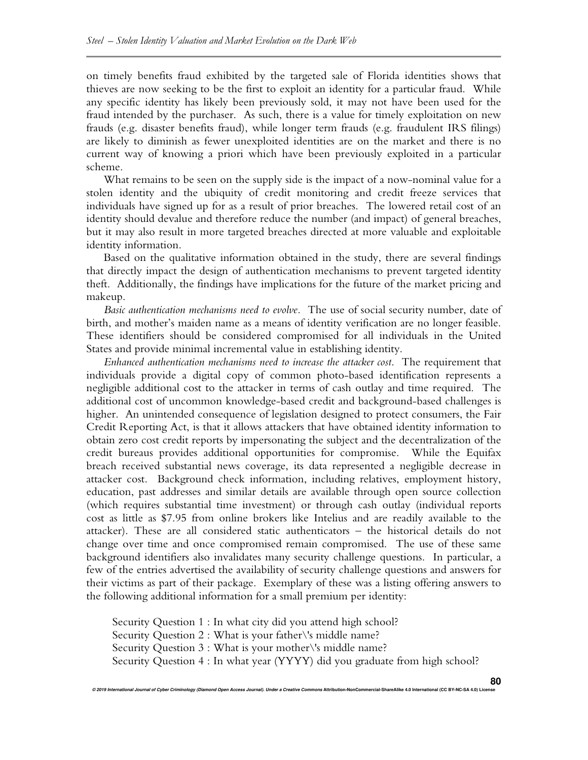on timely benefits fraud exhibited by the targeted sale of Florida identities shows that thieves are now seeking to be the first to exploit an identity for a particular fraud. While any specific identity has likely been previously sold, it may not have been used for the fraud intended by the purchaser. As such, there is a value for timely exploitation on new frauds (e.g. disaster benefits fraud), while longer term frauds (e.g. fraudulent IRS filings) are likely to diminish as fewer unexploited identities are on the market and there is no current way of knowing a priori which have been previously exploited in a particular scheme.

What remains to be seen on the supply side is the impact of a now-nominal value for a stolen identity and the ubiquity of credit monitoring and credit freeze services that individuals have signed up for as a result of prior breaches. The lowered retail cost of an identity should devalue and therefore reduce the number (and impact) of general breaches, but it may also result in more targeted breaches directed at more valuable and exploitable identity information.

Based on the qualitative information obtained in the study, there are several findings that directly impact the design of authentication mechanisms to prevent targeted identity theft. Additionally, the findings have implications for the future of the market pricing and makeup.

*Basic authentication mechanisms need to evolve*. The use of social security number, date of birth, and mother's maiden name as a means of identity verification are no longer feasible. These identifiers should be considered compromised for all individuals in the United States and provide minimal incremental value in establishing identity.

*Enhanced authentication mechanisms need to increase the attacker cost*. The requirement that individuals provide a digital copy of common photo-based identification represents a negligible additional cost to the attacker in terms of cash outlay and time required. The additional cost of uncommon knowledge-based credit and background-based challenges is higher. An unintended consequence of legislation designed to protect consumers, the Fair Credit Reporting Act, is that it allows attackers that have obtained identity information to obtain zero cost credit reports by impersonating the subject and the decentralization of the credit bureaus provides additional opportunities for compromise. While the Equifax breach received substantial news coverage, its data represented a negligible decrease in attacker cost. Background check information, including relatives, employment history, education, past addresses and similar details are available through open source collection (which requires substantial time investment) or through cash outlay (individual reports cost as little as $7.95 from online brokers like Intelius and are readily available to the attacker). These are all considered static authenticators – the historical details do not change over time and once compromised remain compromised. The use of these same background identifiers also invalidates many security challenge questions. In particular, a few of the entries advertised the availability of security challenge questions and answers for their victims as part of their package. Exemplary of these was a listing offering answers to the following additional information for a small premium per identity:

Security Question 1 : In what city did you attend high school?
Security Question 2 : What is your father\'s middle name?
Security Question 3 : What is your mother\'s middle name?
Security Question 4 : In what year (YYYY) did you graduate from high school?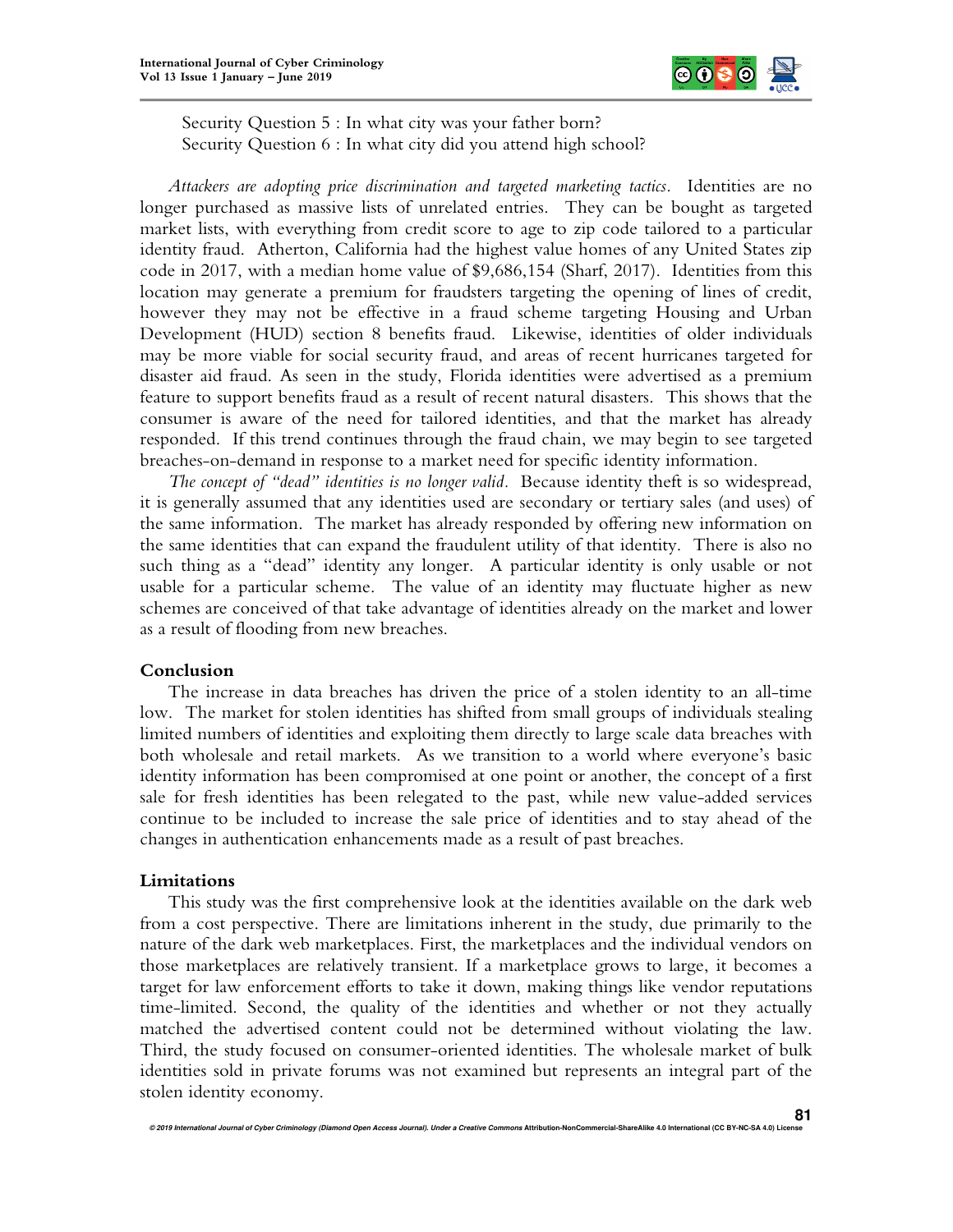Security Question 5 : In what city was your father born?
Security Question 6 : In what city did you attend high school?

*Attackers are adopting price discrimination and targeted marketing tactics.* Identities are no longer purchased as massive lists of unrelated entries. They can be bought as targeted market lists, with everything from credit score to age to zip code tailored to a particular identity fraud. Atherton, California had the highest value homes of any United States zip code in 2017, with a median home value of $9,686,154 (Sharf, 2017). Identities from this location may generate a premium for fraudsters targeting the opening of lines of credit, however they may not be effective in a fraud scheme targeting Housing and Urban Development (HUD) section 8 benefits fraud. Likewise, identities of older individuals may be more viable for social security fraud, and areas of recent hurricanes targeted for disaster aid fraud. As seen in the study, Florida identities were advertised as a premium feature to support benefits fraud as a result of recent natural disasters. This shows that the consumer is aware of the need for tailored identities, and that the market has already responded. If this trend continues through the fraud chain, we may begin to see targeted breaches-on-demand in response to a market need for specific identity information.

*The concept of "dead" identities is no longer valid.* Because identity theft is so widespread, it is generally assumed that any identities used are secondary or tertiary sales (and uses) of the same information. The market has already responded by offering new information on the same identities that can expand the fraudulent utility of that identity. There is also no such thing as a "dead" identity any longer. A particular identity is only usable or not usable for a particular scheme. The value of an identity may fluctuate higher as new schemes are conceived of that take advantage of identities already on the market and lower as a result of flooding from new breaches.

## Conclusion

The increase in data breaches has driven the price of a stolen identity to an all-time low. The market for stolen identities has shifted from small groups of individuals stealing limited numbers of identities and exploiting them directly to large scale data breaches with both wholesale and retail markets. As we transition to a world where everyone's basic identity information has been compromised at one point or another, the concept of a first sale for fresh identities has been relegated to the past, while new value-added services continue to be included to increase the sale price of identities and to stay ahead of the changes in authentication enhancements made as a result of past breaches.

## Limitations

This study was the first comprehensive look at the identities available on the dark web from a cost perspective. There are limitations inherent in the study, due primarily to the nature of the dark web marketplaces. First, the marketplaces and the individual vendors on those marketplaces are relatively transient. If a marketplace grows to large, it becomes a target for law enforcement efforts to take it down, making things like vendor reputations time-limited. Second, the quality of the identities and whether or not they actually matched the advertised content could not be determined without violating the law. Third, the study focused on consumer-oriented identities. The wholesale market of bulk identities sold in private forums was not examined but represents an integral part of the stolen identity economy.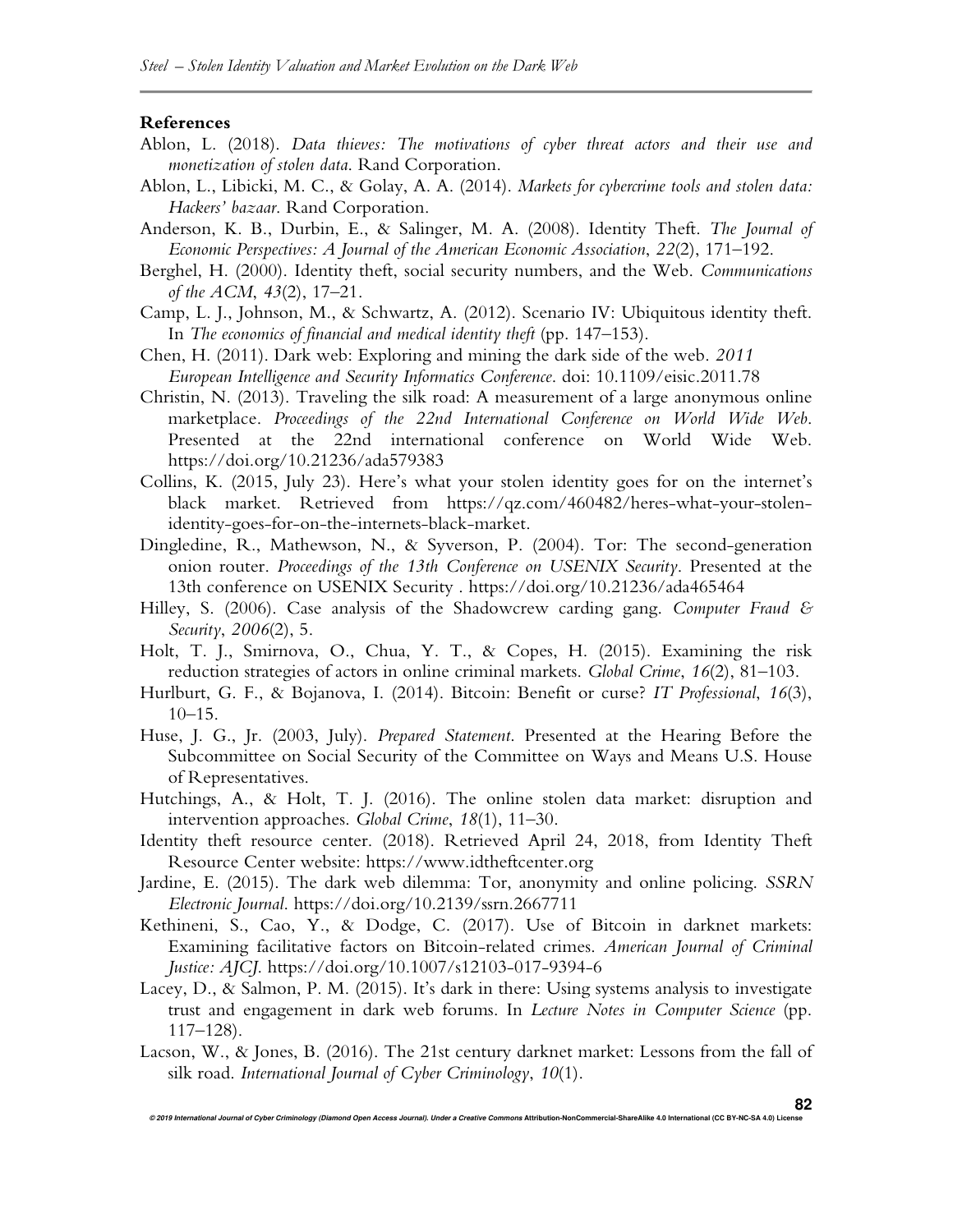### References

Ablon, L. (2018). *Data thieves: The motivations of cyber threat actors and their use and monetization of stolen data*. Rand Corporation.

Ablon, L., Libicki, M. C., & Golay, A. A. (2014). *Markets for cybercrime tools and stolen data: Hackers' bazaar*. Rand Corporation.

Anderson, K. B., Durbin, E., & Salinger, M. A. (2008). Identity Theft. *The Journal of Economic Perspectives: A Journal of the American Economic Association*, *22*(2), 171–192.

Berghel, H. (2000). Identity theft, social security numbers, and the Web. *Communications of the ACM*, *43*(2), 17–21.

Camp, L. J., Johnson, M., & Schwartz, A. (2012). Scenario IV: Ubiquitous identity theft. In *The economics of financial and medical identity theft* (pp. 147–153).

Chen, H. (2011). Dark web: Exploring and mining the dark side of the web. *2011 European Intelligence and Security Informatics Conference*. doi: 10.1109/eisic.2011.78

Christin, N. (2013). Traveling the silk road: A measurement of a large anonymous online marketplace. *Proceedings of the 22nd International Conference on World Wide Web*. Presented at the 22nd international conference on World Wide Web. https://doi.org/10.21236/ada579383

Collins, K. (2015, July 23). Here's what your stolen identity goes for on the internet's black market. Retrieved from https://qz.com/460482/heres-what-your-stolen-identity-goes-for-on-the-internets-black-market.

Dingledine, R., Mathewson, N., & Syverson, P. (2004). Tor: The second-generation onion router. *Proceedings of the 13th Conference on USENIX Security*. Presented at the 13th conference on USENIX Security . https://doi.org/10.21236/ada465464

Hilley, S. (2006). Case analysis of the Shadowcrew carding gang. *Computer Fraud & Security*, *2006*(2), 5.

Holt, T. J., Smirnova, O., Chua, Y. T., & Copes, H. (2015). Examining the risk reduction strategies of actors in online criminal markets. *Global Crime*, *16*(2), 81–103.

Hurlburt, G. F., & Bojanova, I. (2014). Bitcoin: Benefit or curse? *IT Professional*, *16*(3), 10–15.

Huse, J. G., Jr. (2003, July). *Prepared Statement*. Presented at the Hearing Before the Subcommittee on Social Security of the Committee on Ways and Means U.S. House of Representatives.

Hutchings, A., & Holt, T. J. (2016). The online stolen data market: disruption and intervention approaches. *Global Crime*, *18*(1), 11–30.

Identity theft resource center. (2018). Retrieved April 24, 2018, from Identity Theft Resource Center website: https://www.idtheftcenter.org

Jardine, E. (2015). The dark web dilemma: Tor, anonymity and online policing. *SSRN Electronic Journal*. https://doi.org/10.2139/ssrn.2667711

Kethineni, S., Cao, Y., & Dodge, C. (2017). Use of Bitcoin in darknet markets: Examining facilitative factors on Bitcoin-related crimes. *American Journal of Criminal Justice: AJCJ*. https://doi.org/10.1007/s12103-017-9394-6

Lacey, D., & Salmon, P. M. (2015). It's dark in there: Using systems analysis to investigate trust and engagement in dark web forums. In *Lecture Notes in Computer Science* (pp. 117–128).

Lacson, W., & Jones, B. (2016). The 21st century darknet market: Lessons from the fall of silk road. *International Journal of Cyber Criminology*, *10*(1).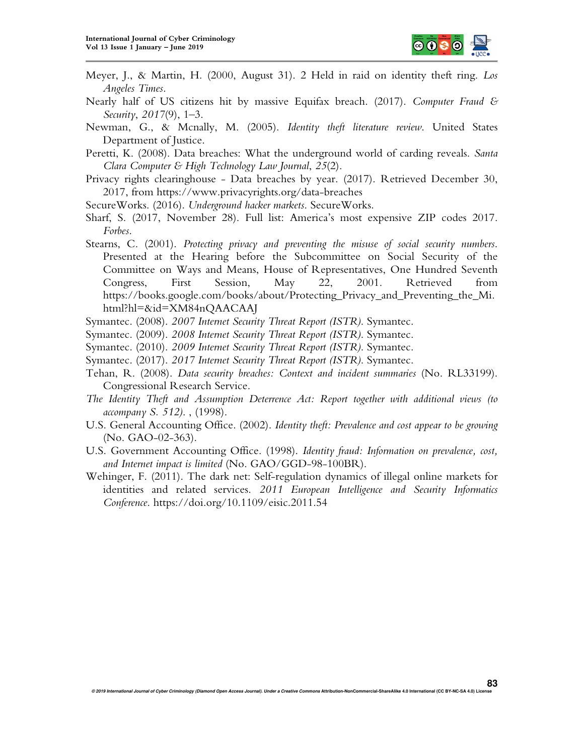Meyer, J., & Martin, H. (2000, August 31). 2 Held in raid on identity theft ring. *Los Angeles Times*.

Nearly half of US citizens hit by massive Equifax breach. (2017). *Computer Fraud & Security*, *2017*(9), 1–3.

Newman, G., & Mcnally, M. (2005). *Identity theft literature review*. United States Department of Justice.

Peretti, K. (2008). Data breaches: What the underground world of carding reveals. *Santa Clara Computer & High Technology Law Journal*, *25*(2).

Privacy rights clearinghouse - Data breaches by year. (2017). Retrieved December 30, 2017, from https://www.privacyrights.org/data-breaches

SecureWorks. (2016). *Underground hacker markets*. SecureWorks.

Sharf, S. (2017, November 28). Full list: America's most expensive ZIP codes 2017. *Forbes*.

Stearns, C. (2001). *Protecting privacy and preventing the misuse of social security numbers*. Presented at the Hearing before the Subcommittee on Social Security of the Committee on Ways and Means, House of Representatives, One Hundred Seventh Congress, First Session, May 22, 2001. Retrieved from https://books.google.com/books/about/Protecting_Privacy_and_Preventing_the_Mi.html?hl=&id=XM84nQAACAAJ

Symantec. (2008). *2007 Internet Security Threat Report (ISTR)*. Symantec.

Symantec. (2009). *2008 Internet Security Threat Report (ISTR)*. Symantec.

Symantec. (2010). *2009 Internet Security Threat Report (ISTR)*. Symantec.

Symantec. (2017). *2017 Internet Security Threat Report (ISTR)*. Symantec.

Tehan, R. (2008). *Data security breaches: Context and incident summaries* (No. RL33199). Congressional Research Service.

*The Identity Theft and Assumption Deterrence Act: Report together with additional views (to accompany S. 512).* , (1998).

U.S. General Accounting Office. (2002). *Identity theft: Prevalence and cost appear to be growing* (No. GAO-02-363).

U.S. Government Accounting Office. (1998). *Identity fraud: Information on prevalence, cost, and Internet impact is limited* (No. GAO/GGD-98-100BR).

Wehinger, F. (2011). The dark net: Self-regulation dynamics of illegal online markets for identities and related services. *2011 European Intelligence and Security Informatics Conference*. https://doi.org/10.1109/eisic.2011.54